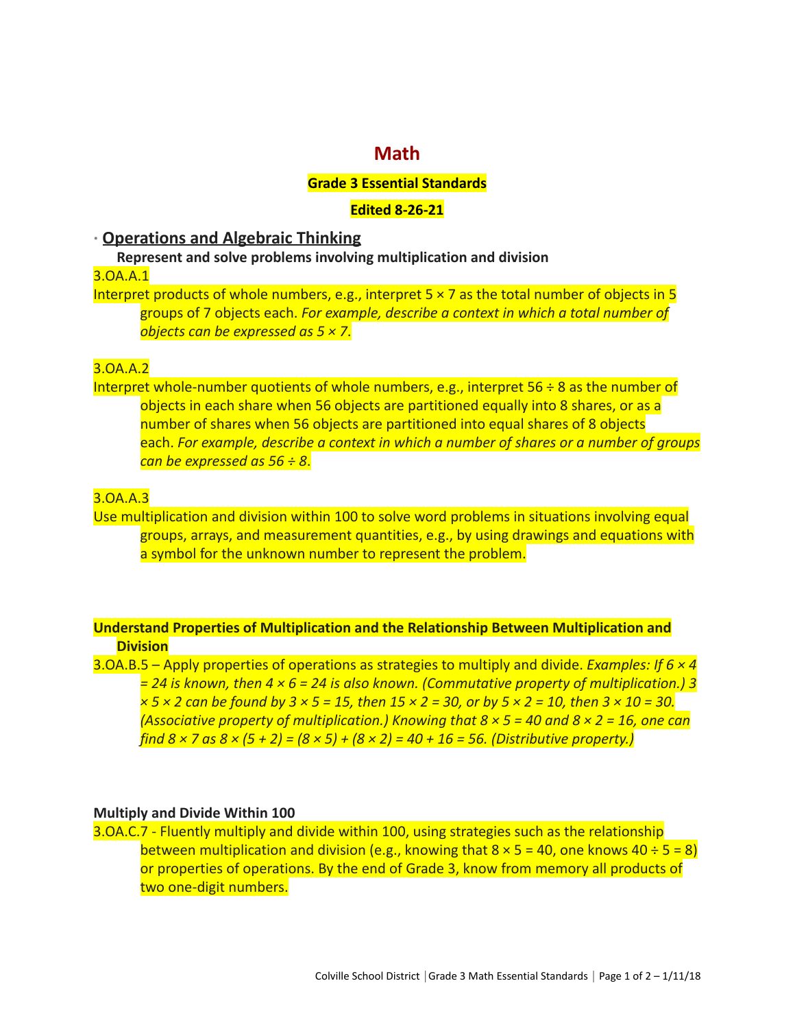# Math

**Grade 3 Essential Standards**

**Edited 8-26-21**

## · Operations and Algebraic Thinking

**Represent and solve problems involving multiplication and division**

3.OA.A.1

Interpret products of whole numbers, e.g., interpret $5 \times 7$ as the total number of objects in 5 groups of 7 objects each. *For example, describe a context in which a total number of objects can be expressed as* $5 \times 7$.

3.OA.A.2

Interpret whole-number quotients of whole numbers, e.g., interpret $56 \div 8$ as the number of objects in each share when 56 objects are partitioned equally into 8 shares, or as a number of shares when 56 objects are partitioned into equal shares of 8 objects each. *For example, describe a context in which a number of shares or a number of groups can be expressed as* $56 \div 8$.

3.OA.A.3

Use multiplication and division within 100 to solve word problems in situations involving equal groups, arrays, and measurement quantities, e.g., by using drawings and equations with a symbol for the unknown number to represent the problem.

**Understand Properties of Multiplication and the Relationship Between Multiplication and Division**

3.OA.B.5 – Apply properties of operations as strategies to multiply and divide. *Examples: If* $6 \times 4 = 24$ *is known, then* $4 \times 6 = 24$ *is also known. (Commutative property of multiplication.)* $3 \times 5 \times 2$ *can be found by* $3 \times 5 = 15$*, then* $15 \times 2 = 30$*, or by* $5 \times 2 = 10$*, then* $3 \times 10 = 30$*. (Associative property of multiplication.) Knowing that* $8 \times 5 = 40$ *and* $8 \times 2 = 16$*, one can find* $8 \times 7$ *as* $8 \times (5 + 2) = (8 \times 5) + (8 \times 2) = 40 + 16 = 56$*. (Distributive property.)*

**Multiply and Divide Within 100**

3.OA.C.7 - Fluently multiply and divide within 100, using strategies such as the relationship between multiplication and division (e.g., knowing that $8 \times 5 = 40$, one knows $40 \div 5 = 8$) or properties of operations. By the end of Grade 3, know from memory all products of two one-digit numbers.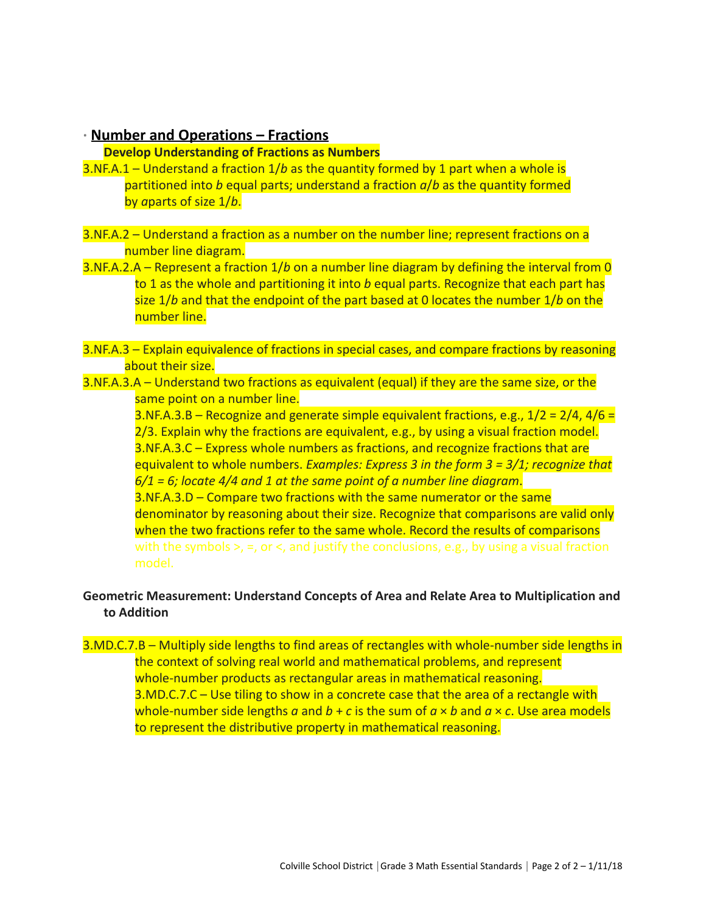## Number and Operations – Fractions

### Develop Understanding of Fractions as Numbers

3.NF.A.1 – Understand a fraction $1/b$ as the quantity formed by 1 part when a whole is partitioned into $b$ equal parts; understand a fraction $a/b$ as the quantity formed by $a$parts of size $1/b$.

3.NF.A.2 – Understand a fraction as a number on the number line; represent fractions on a number line diagram.

3.NF.A.2.A – Represent a fraction $1/b$ on a number line diagram by defining the interval from 0 to 1 as the whole and partitioning it into $b$ equal parts. Recognize that each part has size $1/b$ and that the endpoint of the part based at 0 locates the number $1/b$ on the number line.

3.NF.A.3 – Explain equivalence of fractions in special cases, and compare fractions by reasoning about their size.

3.NF.A.3.A – Understand two fractions as equivalent (equal) if they are the same size, or the same point on a number line.

3.NF.A.3.B – Recognize and generate simple equivalent fractions, e.g., $1/2 = 2/4$, $4/6 = 2/3$. Explain why the fractions are equivalent, e.g., by using a visual fraction model.

3.NF.A.3.C – Express whole numbers as fractions, and recognize fractions that are equivalent to whole numbers. *Examples: Express 3 in the form $3 = 3/1$; recognize that $6/1 = 6$; locate 4/4 and 1 at the same point of a number line diagram.*

3.NF.A.3.D – Compare two fractions with the same numerator or the same denominator by reasoning about their size. Recognize that comparisons are valid only when the two fractions refer to the same whole. Record the results of comparisons with the symbols >, =, or <, and justify the conclusions, e.g., by using a visual fraction model.

### Geometric Measurement: Understand Concepts of Area and Relate Area to Multiplication and to Addition

3.MD.C.7.B – Multiply side lengths to find areas of rectangles with whole-number side lengths in the context of solving real world and mathematical problems, and represent whole-number products as rectangular areas in mathematical reasoning.

3.MD.C.7.C – Use tiling to show in a concrete case that the area of a rectangle with whole-number side lengths $a$ and $b + c$ is the sum of $a \times b$ and $a \times c$. Use area models to represent the distributive property in mathematical reasoning.